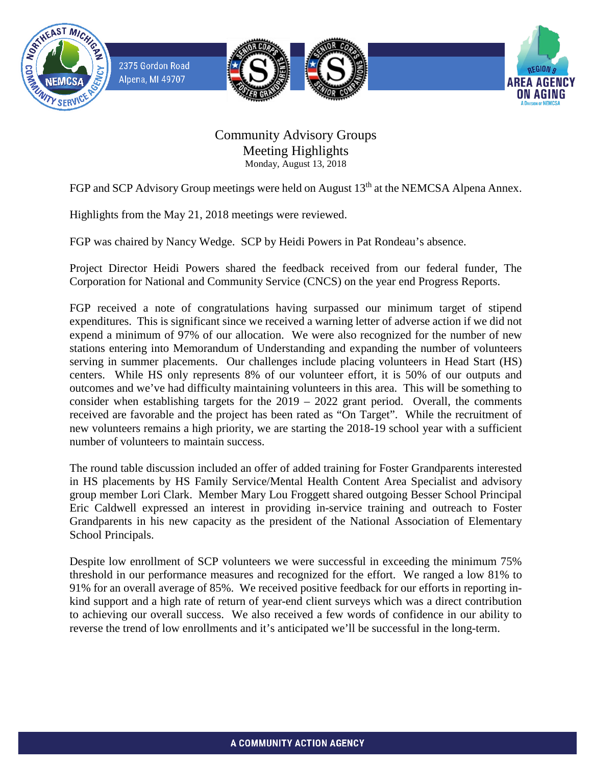2375 Gordon Road
Alpena, MI 49707

# Community Advisory Groups
## Meeting Highlights
Monday, August 13, 2018

FGP and SCP Advisory Group meetings were held on August 13th at the NEMCSA Alpena Annex.

Highlights from the May 21, 2018 meetings were reviewed.

FGP was chaired by Nancy Wedge. SCP by Heidi Powers in Pat Rondeau's absence.

Project Director Heidi Powers shared the feedback received from our federal funder, The Corporation for National and Community Service (CNCS) on the year end Progress Reports.

FGP received a note of congratulations having surpassed our minimum target of stipend expenditures. This is significant since we received a warning letter of adverse action if we did not expend a minimum of 97% of our allocation. We were also recognized for the number of new stations entering into Memorandum of Understanding and expanding the number of volunteers serving in summer placements. Our challenges include placing volunteers in Head Start (HS) centers. While HS only represents 8% of our volunteer effort, it is 50% of our outputs and outcomes and we've had difficulty maintaining volunteers in this area. This will be something to consider when establishing targets for the 2019 – 2022 grant period. Overall, the comments received are favorable and the project has been rated as "On Target". While the recruitment of new volunteers remains a high priority, we are starting the 2018-19 school year with a sufficient number of volunteers to maintain success.

The round table discussion included an offer of added training for Foster Grandparents interested in HS placements by HS Family Service/Mental Health Content Area Specialist and advisory group member Lori Clark. Member Mary Lou Froggett shared outgoing Besser School Principal Eric Caldwell expressed an interest in providing in-service training and outreach to Foster Grandparents in his new capacity as the president of the National Association of Elementary School Principals.

Despite low enrollment of SCP volunteers we were successful in exceeding the minimum 75% threshold in our performance measures and recognized for the effort. We ranged a low 81% to 91% for an overall average of 85%. We received positive feedback for our efforts in reporting in-kind support and a high rate of return of year-end client surveys which was a direct contribution to achieving our overall success. We also received a few words of confidence in our ability to reverse the trend of low enrollments and it's anticipated we'll be successful in the long-term.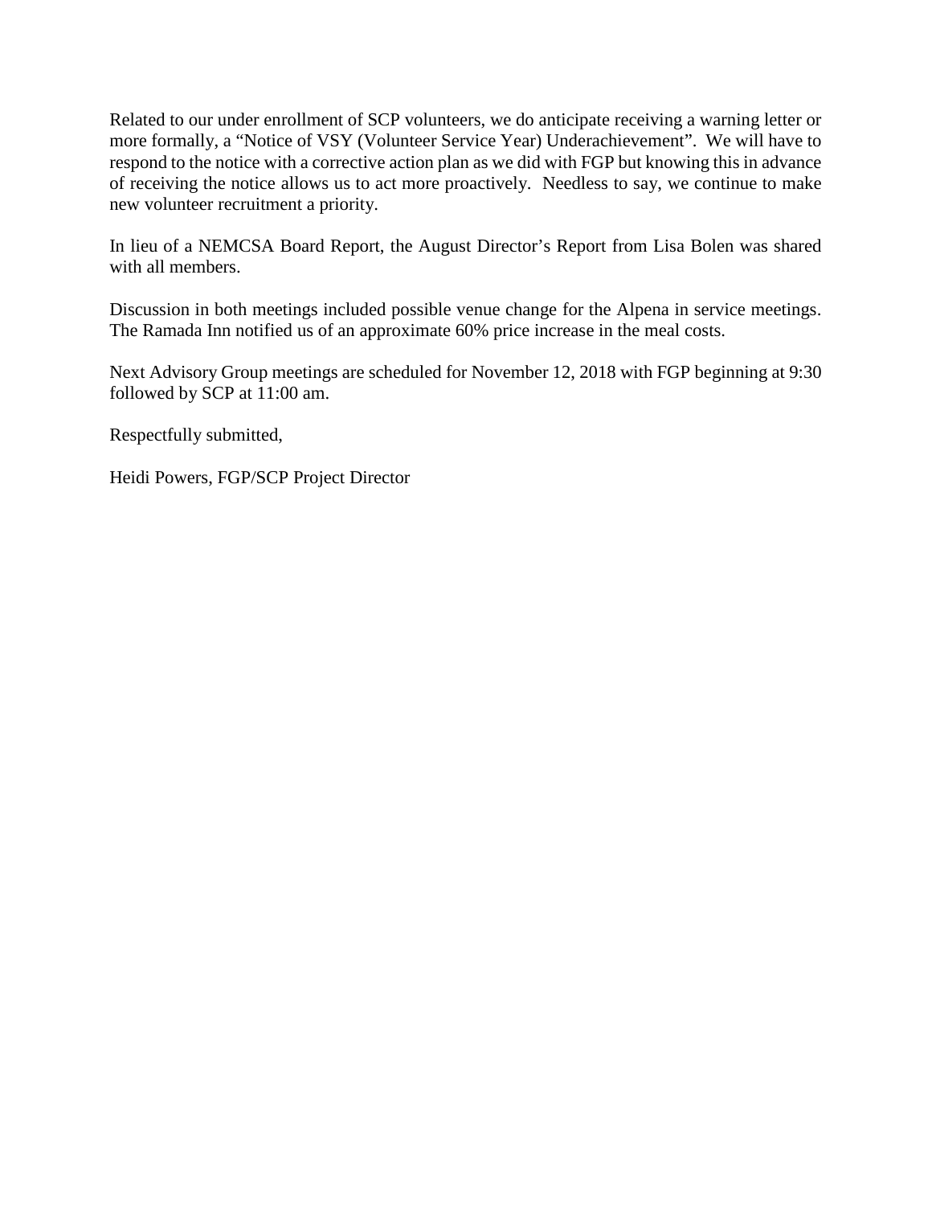Related to our under enrollment of SCP volunteers, we do anticipate receiving a warning letter or more formally, a "Notice of VSY (Volunteer Service Year) Underachievement". We will have to respond to the notice with a corrective action plan as we did with FGP but knowing this in advance of receiving the notice allows us to act more proactively. Needless to say, we continue to make new volunteer recruitment a priority.

In lieu of a NEMCSA Board Report, the August Director's Report from Lisa Bolen was shared with all members.

Discussion in both meetings included possible venue change for the Alpena in service meetings. The Ramada Inn notified us of an approximate 60% price increase in the meal costs.

Next Advisory Group meetings are scheduled for November 12, 2018 with FGP beginning at 9:30 followed by SCP at 11:00 am.

Respectfully submitted,

Heidi Powers, FGP/SCP Project Director